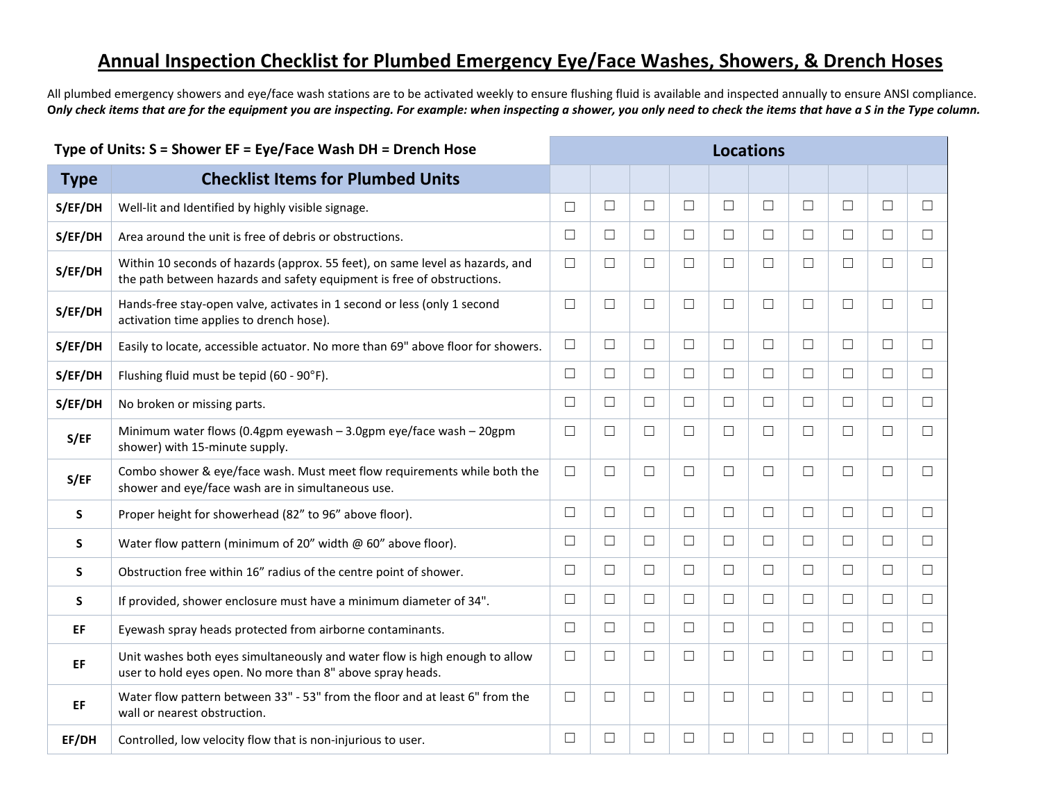# Annual Inspection Checklist for Plumbed Emergency Eye/Face Washes, Showers, & Drench Hoses

All plumbed emergency showers and eye/face wash stations are to be activated weekly to ensure flushing fluid is available and inspected annually to ensure ANSI compliance.
***Only check items that are for the equipment you are inspecting. For example: when inspecting a shower, you only need to check the items that have a S in the Type column.***

| Type of Units: S = Shower EF = Eye/Face Wash DH = Drench Hose | | Locations | | | | | | | | | |
|---|---|---|---|---|---|---|---|---|---|---|---|
| **Type** | **Checklist Items for Plumbed Units** | | | | | | | | | | |
| **S/EF/DH** | Well-lit and Identified by highly visible signage. | ☐ | ☐ | ☐ | ☐ | ☐ | ☐ | ☐ | ☐ | ☐ | ☐ |
| **S/EF/DH** | Area around the unit is free of debris or obstructions. | ☐ | ☐ | ☐ | ☐ | ☐ | ☐ | ☐ | ☐ | ☐ | ☐ |
| **S/EF/DH** | Within 10 seconds of hazards (approx. 55 feet), on same level as hazards, and the path between hazards and safety equipment is free of obstructions. | ☐ | ☐ | ☐ | ☐ | ☐ | ☐ | ☐ | ☐ | ☐ | ☐ |
| **S/EF/DH** | Hands-free stay-open valve, activates in 1 second or less (only 1 second activation time applies to drench hose). | ☐ | ☐ | ☐ | ☐ | ☐ | ☐ | ☐ | ☐ | ☐ | ☐ |
| **S/EF/DH** | Easily to locate, accessible actuator. No more than 69" above floor for showers. | ☐ | ☐ | ☐ | ☐ | ☐ | ☐ | ☐ | ☐ | ☐ | ☐ |
| **S/EF/DH** | Flushing fluid must be tepid (60 - 90°F). | ☐ | ☐ | ☐ | ☐ | ☐ | ☐ | ☐ | ☐ | ☐ | ☐ |
| **S/EF/DH** | No broken or missing parts. | ☐ | ☐ | ☐ | ☐ | ☐ | ☐ | ☐ | ☐ | ☐ | ☐ |
| **S/EF** | Minimum water flows (0.4gpm eyewash – 3.0gpm eye/face wash – 20gpm shower) with 15-minute supply. | ☐ | ☐ | ☐ | ☐ | ☐ | ☐ | ☐ | ☐ | ☐ | ☐ |
| **S/EF** | Combo shower & eye/face wash. Must meet flow requirements while both the shower and eye/face wash are in simultaneous use. | ☐ | ☐ | ☐ | ☐ | ☐ | ☐ | ☐ | ☐ | ☐ | ☐ |
| **S** | Proper height for showerhead (82" to 96" above floor). | ☐ | ☐ | ☐ | ☐ | ☐ | ☐ | ☐ | ☐ | ☐ | ☐ |
| **S** | Water flow pattern (minimum of 20" width @ 60" above floor). | ☐ | ☐ | ☐ | ☐ | ☐ | ☐ | ☐ | ☐ | ☐ | ☐ |
| **S** | Obstruction free within 16" radius of the centre point of shower. | ☐ | ☐ | ☐ | ☐ | ☐ | ☐ | ☐ | ☐ | ☐ | ☐ |
| **S** | If provided, shower enclosure must have a minimum diameter of 34". | ☐ | ☐ | ☐ | ☐ | ☐ | ☐ | ☐ | ☐ | ☐ | ☐ |
| **EF** | Eyewash spray heads protected from airborne contaminants. | ☐ | ☐ | ☐ | ☐ | ☐ | ☐ | ☐ | ☐ | ☐ | ☐ |
| **EF** | Unit washes both eyes simultaneously and water flow is high enough to allow user to hold eyes open. No more than 8" above spray heads. | ☐ | ☐ | ☐ | ☐ | ☐ | ☐ | ☐ | ☐ | ☐ | ☐ |
| **EF** | Water flow pattern between 33" - 53" from the floor and at least 6" from the wall or nearest obstruction. | ☐ | ☐ | ☐ | ☐ | ☐ | ☐ | ☐ | ☐ | ☐ | ☐ |
| **EF/DH** | Controlled, low velocity flow that is non-injurious to user. | ☐ | ☐ | ☐ | ☐ | ☐ | ☐ | ☐ | ☐ | ☐ | ☐ |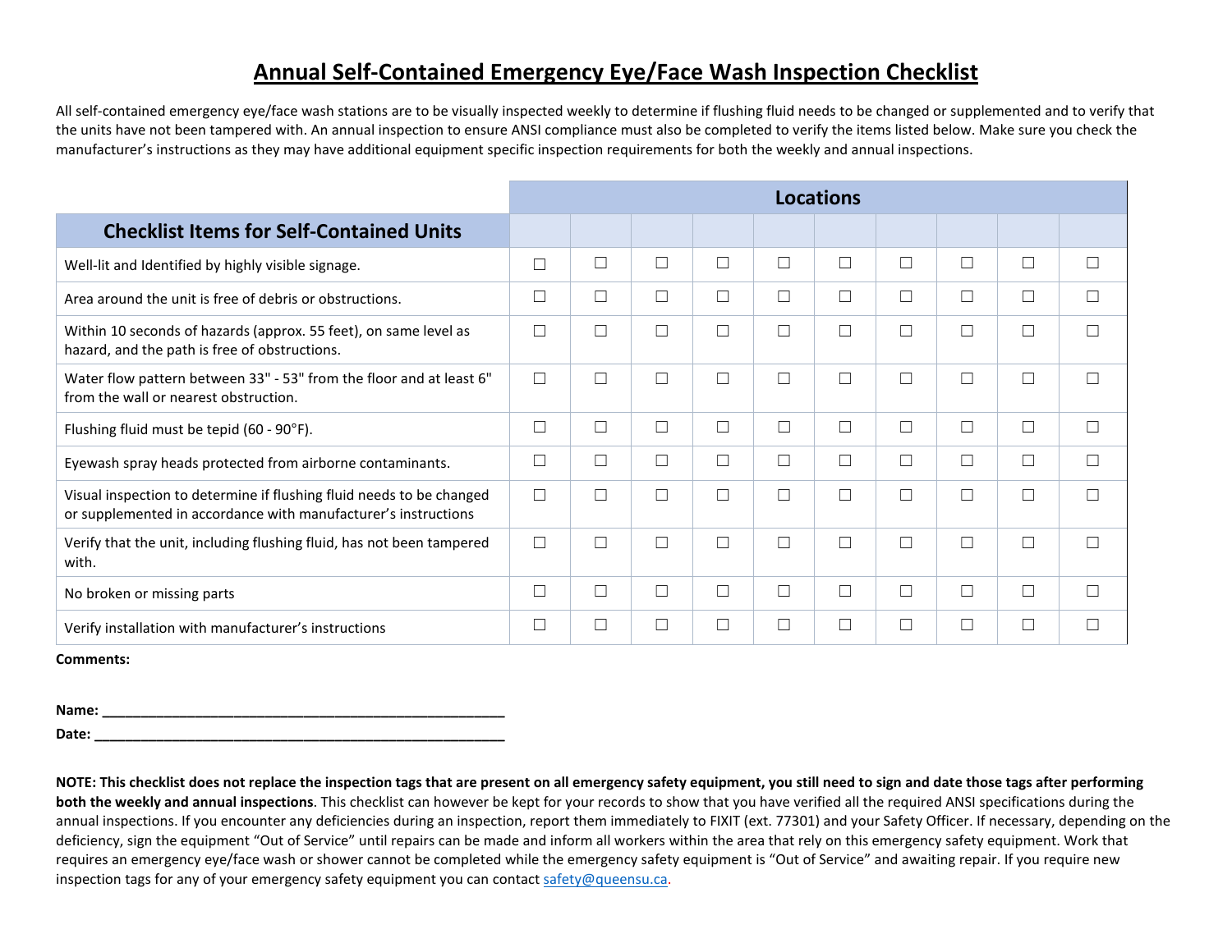# Annual Self-Contained Emergency Eye/Face Wash Inspection Checklist

All self-contained emergency eye/face wash stations are to be visually inspected weekly to determine if flushing fluid needs to be changed or supplemented and to verify that the units have not been tampered with. An annual inspection to ensure ANSI compliance must also be completed to verify the items listed below. Make sure you check the manufacturer's instructions as they may have additional equipment specific inspection requirements for both the weekly and annual inspections.

| | Locations | | | | | | | | | |
|---|---|---|---|---|---|---|---|---|---|---|
| **Checklist Items for Self-Contained Units** | | | | | | | | | | |
| Well-lit and Identified by highly visible signage. | ☐ | ☐ | ☐ | ☐ | ☐ | ☐ | ☐ | ☐ | ☐ | ☐ |
| Area around the unit is free of debris or obstructions. | ☐ | ☐ | ☐ | ☐ | ☐ | ☐ | ☐ | ☐ | ☐ | ☐ |
| Within 10 seconds of hazards (approx. 55 feet), on same level as hazard, and the path is free of obstructions. | ☐ | ☐ | ☐ | ☐ | ☐ | ☐ | ☐ | ☐ | ☐ | ☐ |
| Water flow pattern between 33" - 53" from the floor and at least 6" from the wall or nearest obstruction. | ☐ | ☐ | ☐ | ☐ | ☐ | ☐ | ☐ | ☐ | ☐ | ☐ |
| Flushing fluid must be tepid (60 - 90°F). | ☐ | ☐ | ☐ | ☐ | ☐ | ☐ | ☐ | ☐ | ☐ | ☐ |
| Eyewash spray heads protected from airborne contaminants. | ☐ | ☐ | ☐ | ☐ | ☐ | ☐ | ☐ | ☐ | ☐ | ☐ |
| Visual inspection to determine if flushing fluid needs to be changed or supplemented in accordance with manufacturer's instructions | ☐ | ☐ | ☐ | ☐ | ☐ | ☐ | ☐ | ☐ | ☐ | ☐ |
| Verify that the unit, including flushing fluid, has not been tampered with. | ☐ | ☐ | ☐ | ☐ | ☐ | ☐ | ☐ | ☐ | ☐ | ☐ |
| No broken or missing parts | ☐ | ☐ | ☐ | ☐ | ☐ | ☐ | ☐ | ☐ | ☐ | ☐ |
| Verify installation with manufacturer's instructions | ☐ | ☐ | ☐ | ☐ | ☐ | ☐ | ☐ | ☐ | ☐ | ☐ |

**Comments:**

**Name:** ____________________________________________________

**Date:** _____________________________________________________

**NOTE: This checklist does not replace the inspection tags that are present on all emergency safety equipment, you still need to sign and date those tags after performing both the weekly and annual inspections**. This checklist can however be kept for your records to show that you have verified all the required ANSI specifications during the annual inspections. If you encounter any deficiencies during an inspection, report them immediately to FIXIT (ext. 77301) and your Safety Officer. If necessary, depending on the deficiency, sign the equipment "Out of Service" until repairs can be made and inform all workers within the area that rely on this emergency safety equipment. Work that requires an emergency eye/face wash or shower cannot be completed while the emergency safety equipment is "Out of Service" and awaiting repair. If you require new inspection tags for any of your emergency safety equipment you can contact safety@queensu.ca.